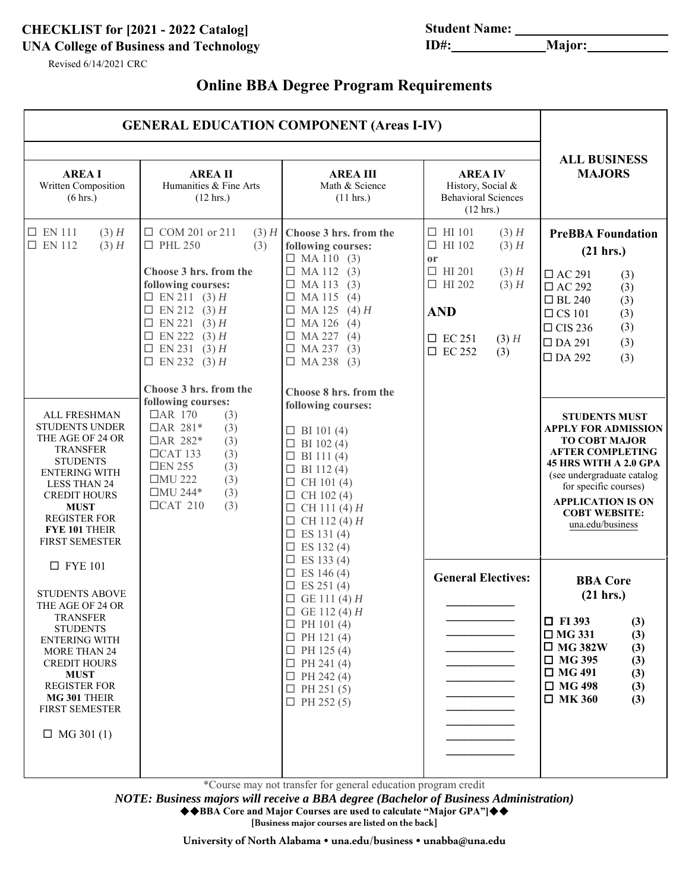**CHECKLIST for [2021 - 2022 Catalog]**
**UNA College of Business and Technology**
Revised 6/14/2021 CRC

**Student Name:** ______________________
**ID#:** ______________ **Major:** ____________

# Online BBA Degree Program Requirements

## GENERAL EDUCATION COMPONENT (Areas I-IV)

| AREA I Written Composition (6 hrs.) | AREA II Humanities & Fine Arts (12 hrs.) | AREA III Math & Science (11 hrs.) | AREA IV History, Social & Behavioral Sciences (12 hrs.) | ALL BUSINESS MAJORS |
|---|---|---|---|---|
| ☐ EN 111 (3) *H*<br>☐ EN 112 (3) *H* | ☐ COM 201 or 211 (3) *H*<br>☐ PHL 250 (3)<br><br>**Choose 3 hrs. from the following courses:**<br>☐ EN 211 (3) *H*<br>☐ EN 212 (3) *H*<br>☐ EN 221 (3) *H*<br>☐ EN 222 (3) *H*<br>☐ EN 231 (3) *H*<br>☐ EN 232 (3) *H*<br><br>**Choose 3 hrs. from the following courses:**<br>☐ AR 170 (3)<br>☐ AR 281* (3)<br>☐ AR 282* (3)<br>☐ CAT 133 (3)<br>☐ EN 255 (3)<br>☐ MU 222 (3)<br>☐ MU 244* (3)<br>☐ CAT 210 (3) | **Choose 3 hrs. from the following courses:**<br>☐ MA 110 (3)<br>☐ MA 112 (3)<br>☐ MA 113 (3)<br>☐ MA 115 (4)<br>☐ MA 125 (4) *H*<br>☐ MA 126 (4)<br>☐ MA 227 (4)<br>☐ MA 237 (3)<br>☐ MA 238 (3)<br><br>**Choose 8 hrs. from the following courses:**<br>☐ BI 101 (4)<br>☐ BI 102 (4)<br>☐ BI 111 (4)<br>☐ BI 112 (4)<br>☐ CH 101 (4)<br>☐ CH 102 (4)<br>☐ CH 111 (4) *H*<br>☐ CH 112 (4) *H*<br>☐ ES 131 (4)<br>☐ ES 132 (4)<br>☐ ES 133 (4)<br>☐ ES 146 (4)<br>☐ ES 251 (4)<br>☐ GE 111 (4) *H*<br>☐ GE 112 (4) *H*<br>☐ PH 101 (4)<br>☐ PH 121 (4)<br>☐ PH 125 (4)<br>☐ PH 241 (4)<br>☐ PH 242 (4)<br>☐ PH 251 (5)<br>☐ PH 252 (5) | ☐ HI 101 (3) *H*<br>☐ HI 102 (3) *H*<br>**or**<br>☐ HI 201 (3) *H*<br>☐ HI 202 (3) *H*<br><br>**AND**<br><br>☐ EC 251 (3) *H*<br>☐ EC 252 (3) | **PreBBA Foundation (21 hrs.)**<br>☐ AC 291 (3)<br>☐ AC 292 (3)<br>☐ BL 240 (3)<br>☐ CS 101 (3)<br>☐ CIS 236 (3)<br>☐ DA 291 (3)<br>☐ DA 292 (3) |
| ALL FRESHMAN STUDENTS UNDER THE AGE OF 24 OR TRANSFER STUDENTS ENTERING WITH LESS THAN 24 CREDIT HOURS **MUST** REGISTER FOR **FYE 101** THEIR FIRST SEMESTER<br><br>☐ FYE 101<br><br>STUDENTS ABOVE THE AGE OF 24 OR TRANSFER STUDENTS ENTERING WITH MORE THAN 24 CREDIT HOURS **MUST** REGISTER FOR **MG 301** THEIR FIRST SEMESTER<br><br>☐ MG 301 (1) | | | **General Electives:**<br>___________<br>___________<br>___________<br>___________<br>___________<br>___________<br>___________<br>___________<br>___________<br>___________ | **STUDENTS MUST APPLY FOR ADMISSION TO COBT MAJOR AFTER COMPLETING 45 HRS WITH A 2.0 GPA** (see undergraduate catalog for specific courses)<br>**APPLICATION IS ON COBT WEBSITE:** una.edu/business<br><br>**BBA Core (21 hrs.)**<br>☐ **FI 393** **(3)**<br>☐ **MG 331** **(3)**<br>☐ **MG 382W** **(3)**<br>☐ **MG 395** **(3)**<br>☐ **MG 491** **(3)**<br>☐ **MG 498** **(3)**<br>☐ **MK 360** **(3)** |

*Course may not transfer for general education program credit

***NOTE: Business majors will receive a BBA degree (Bachelor of Business Administration)***

**◆◆BBA Core and Major Courses are used to calculate "Major GPA"]◆◆**

**[Business major courses are listed on the back]**

**University of North Alabama • una.edu/business • unabba@una.edu**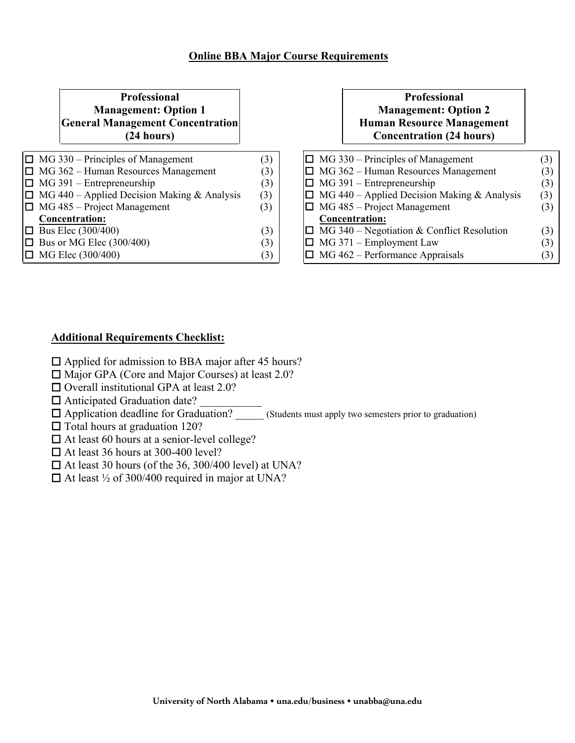## Online BBA Major Course Requirements

### Professional Management: Option 1 General Management Concentration (24 hours)

| | |
|---|---|
| ☐ MG 330 – Principles of Management | (3) |
| ☐ MG 362 – Human Resources Management | (3) |
| ☐ MG 391 – Entrepreneurship | (3) |
| ☐ MG 440 – Applied Decision Making & Analysis | (3) |
| ☐ MG 485 – Project Management | (3) |
| **Concentration:** | |
| ☐ Bus Elec (300/400) | (3) |
| ☐ Bus or MG Elec (300/400) | (3) |
| ☐ MG Elec (300/400) | (3) |

### Professional Management: Option 2 Human Resource Management Concentration (24 hours)

| | |
|---|---|
| ☐ MG 330 – Principles of Management | (3) |
| ☐ MG 362 – Human Resources Management | (3) |
| ☐ MG 391 – Entrepreneurship | (3) |
| ☐ MG 440 – Applied Decision Making & Analysis | (3) |
| ☐ MG 485 – Project Management | (3) |
| **Concentration:** | |
| ☐ MG 340 – Negotiation & Conflict Resolution | (3) |
| ☐ MG 371 – Employment Law | (3) |
| ☐ MG 462 – Performance Appraisals | (3) |

### Additional Requirements Checklist:

- ☐ Applied for admission to BBA major after 45 hours?
- ☐ Major GPA (Core and Major Courses) at least 2.0?
- ☐ Overall institutional GPA at least 2.0?
- ☐ Anticipated Graduation date? ___________
- ☐ Application deadline for Graduation? _____ (Students must apply two semesters prior to graduation)
- ☐ Total hours at graduation 120?
- ☐ At least 60 hours at a senior-level college?
- ☐ At least 36 hours at 300-400 level?
- ☐ At least 30 hours (of the 36, 300/400 level) at UNA?
- ☐ At least ½ of 300/400 required in major at UNA?

University of North Alabama • una.edu/business • unabba@una.edu